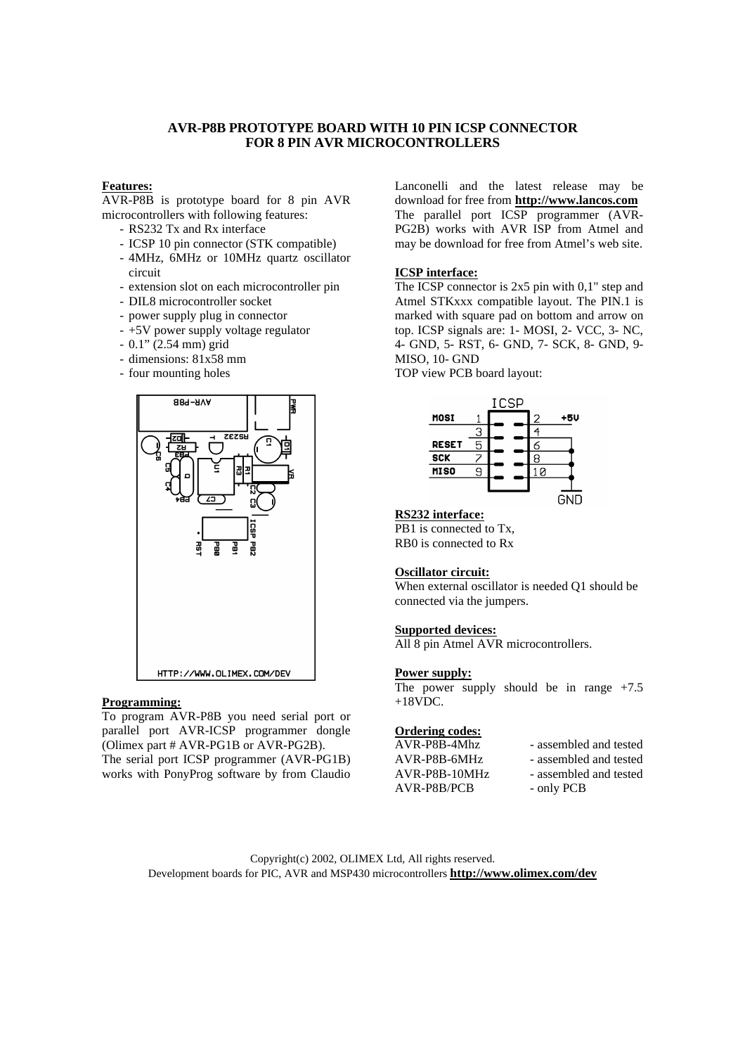# AVR-P8B PROTOTYPE BOARD WITH 10 PIN ICSP CONNECTOR FOR 8 PIN AVR MICROCONTROLLERS

**Features:**

AVR-P8B is prototype board for 8 pin AVR microcontrollers with following features:

- RS232 Tx and Rx interface
- ICSP 10 pin connector (STK compatible)
- 4MHz, 6MHz or 10MHz quartz oscillator circuit
- extension slot on each microcontroller pin
- DIL8 microcontroller socket
- power supply plug in connector
- +5V power supply voltage regulator
- 0.1" (2.54 mm) grid
- dimensions: 81x58 mm
- four mounting holes

**Programming:**

To program AVR-P8B you need serial port or parallel port AVR-ICSP programmer dongle (Olimex part # AVR-PG1B or AVR-PG2B).
The serial port ICSP programmer (AVR-PG1B) works with PonyProg software by from Claudio Lanconelli and the latest release may be download for free from **http://www.lancos.com**
The parallel port ICSP programmer (AVR-PG2B) works with AVR ISP from Atmel and may be download for free from Atmel's web site.

**ICSP interface:**

The ICSP connector is 2x5 pin with 0,1" step and Atmel STKxxx compatible layout. The PIN.1 is marked with square pad on bottom and arrow on top. ICSP signals are: 1- MOSI, 2- VCC, 3- NC, 4- GND, 5- RST, 6- GND, 7- SCK, 8- GND, 9- MISO, 10- GND

TOP view PCB board layout:

**RS232 interface:**

PB1 is connected to Tx,
RB0 is connected to Rx

**Oscillator circuit:**

When external oscillator is needed Q1 should be connected via the jumpers.

**Supported devices:**

All 8 pin Atmel AVR microcontrollers.

**Power supply:**

The power supply should be in range +7.5 +18VDC.

**Ordering codes:**

| | |
|---|---|
| AVR-P8B-4Mhz | - assembled and tested |
| AVR-P8B-6MHz | - assembled and tested |
| AVR-P8B-10MHz | - assembled and tested |
| AVR-P8B/PCB | - only PCB |

Copyright(c) 2002, OLIMEX Ltd, All rights reserved.
Development boards for PIC, AVR and MSP430 microcontrollers **http://www.olimex.com/dev**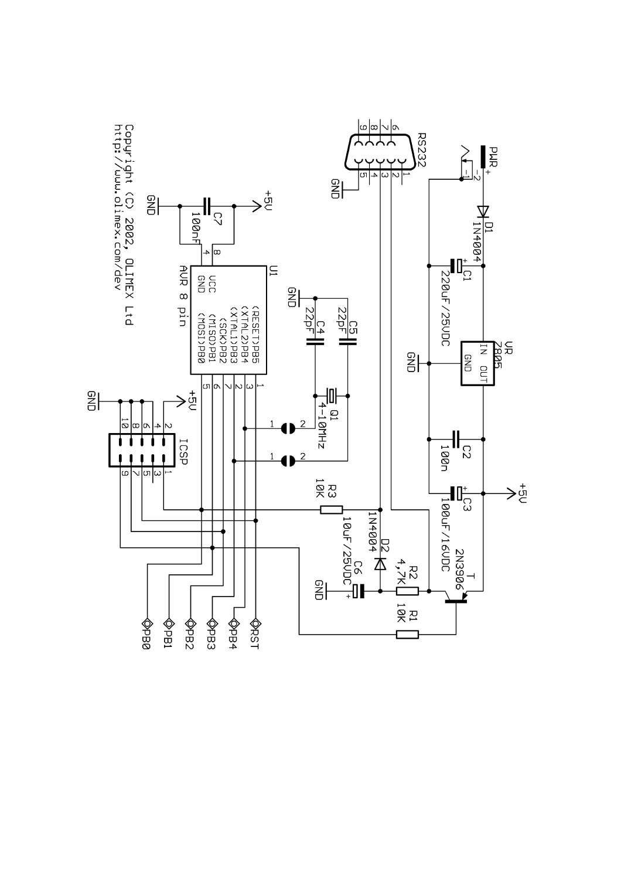PWR
+
-
1
2
D1
1N4004
C1
220uF/25VDC
VR
7805
IN
OUT
GND
C2
100n
C3
100uF/16VDC
+5V
T
2N3906
R2
4,7K
R1
10K
D2
1N4004
C6
10uF/25VDC
GND
R3
10K

RS232
1 2 3 4 5
6 7 8 9
GND

C5
22pF
C4
22pF
GND
Q1
4-10MHz
1 2
1 2

+5V
C7
100nF
GND
U1
AVR 8 pin
VCC
GND
(RESET)PB5
(XTAL2)PB4
(XTAL1)PB3
(SCK)PB2
(MISO)PB1
(MOSI)PB0
8
4
1
3
2
7
6
5

ICSP
+5V
GND
1 2
3 4
5 6
7 8
9 10

RST
PB4
PB3
PB2
PB1
PB0

Copyright (C) 2002, OLIMEX Ltd
http://www.olimex.com/dev